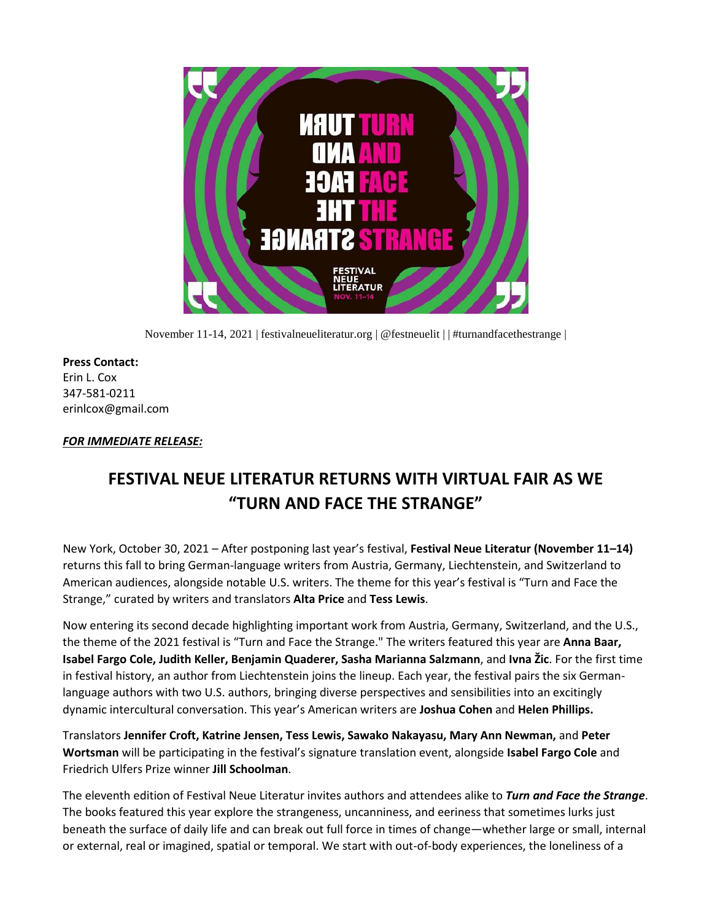November 11-14, 2021 | festivalneueliteratur.org | @festneuelit | | #turnandfacethestrange |

**Press Contact:**
Erin L. Cox
347-581-0211
erinlcox@gmail.com

***FOR IMMEDIATE RELEASE:***

# FESTIVAL NEUE LITERATUR RETURNS WITH VIRTUAL FAIR AS WE "TURN AND FACE THE STRANGE"

New York, October 30, 2021 – After postponing last year's festival, **Festival Neue Literatur (November 11–14)** returns this fall to bring German-language writers from Austria, Germany, Liechtenstein, and Switzerland to American audiences, alongside notable U.S. writers. The theme for this year's festival is "Turn and Face the Strange," curated by writers and translators **Alta Price** and **Tess Lewis**.

Now entering its second decade highlighting important work from Austria, Germany, Switzerland, and the U.S., the theme of the 2021 festival is "Turn and Face the Strange." The writers featured this year are **Anna Baar, Isabel Fargo Cole, Judith Keller, Benjamin Quaderer, Sasha Marianna Salzmann**, and **Ivna Žic**. For the first time in festival history, an author from Liechtenstein joins the lineup. Each year, the festival pairs the six German-language authors with two U.S. authors, bringing diverse perspectives and sensibilities into an excitingly dynamic intercultural conversation. This year's American writers are **Joshua Cohen** and **Helen Phillips.**

Translators **Jennifer Croft, Katrine Jensen, Tess Lewis, Sawako Nakayasu, Mary Ann Newman,** and **Peter Wortsman** will be participating in the festival's signature translation event, alongside **Isabel Fargo Cole** and Friedrich Ulfers Prize winner **Jill Schoolman**.

The eleventh edition of Festival Neue Literatur invites authors and attendees alike to ***Turn and Face the Strange***. The books featured this year explore the strangeness, uncanniness, and eeriness that sometimes lurks just beneath the surface of daily life and can break out full force in times of change—whether large or small, internal or external, real or imagined, spatial or temporal. We start with out-of-body experiences, the loneliness of a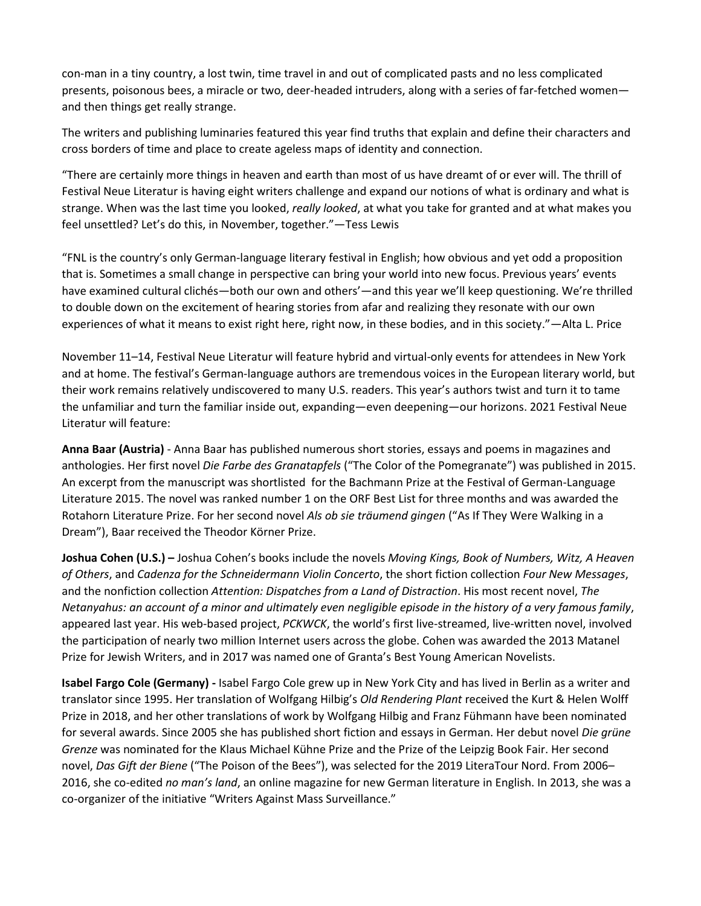con-man in a tiny country, a lost twin, time travel in and out of complicated pasts and no less complicated presents, poisonous bees, a miracle or two, deer-headed intruders, along with a series of far-fetched women—and then things get really strange.

The writers and publishing luminaries featured this year find truths that explain and define their characters and cross borders of time and place to create ageless maps of identity and connection.

"There are certainly more things in heaven and earth than most of us have dreamt of or ever will. The thrill of Festival Neue Literatur is having eight writers challenge and expand our notions of what is ordinary and what is strange. When was the last time you looked, *really looked*, at what you take for granted and at what makes you feel unsettled? Let's do this, in November, together."—Tess Lewis

"FNL is the country's only German-language literary festival in English; how obvious and yet odd a proposition that is. Sometimes a small change in perspective can bring your world into new focus. Previous years' events have examined cultural clichés—both our own and others'—and this year we'll keep questioning. We're thrilled to double down on the excitement of hearing stories from afar and realizing they resonate with our own experiences of what it means to exist right here, right now, in these bodies, and in this society."—Alta L. Price

November 11–14, Festival Neue Literatur will feature hybrid and virtual-only events for attendees in New York and at home. The festival's German-language authors are tremendous voices in the European literary world, but their work remains relatively undiscovered to many U.S. readers. This year's authors twist and turn it to tame the unfamiliar and turn the familiar inside out, expanding—even deepening—our horizons. 2021 Festival Neue Literatur will feature:

**Anna Baar (Austria)** - Anna Baar has published numerous short stories, essays and poems in magazines and anthologies. Her first novel *Die Farbe des Granatapfels* ("The Color of the Pomegranate") was published in 2015. An excerpt from the manuscript was shortlisted for the Bachmann Prize at the Festival of German-Language Literature 2015. The novel was ranked number 1 on the ORF Best List for three months and was awarded the Rotahorn Literature Prize. For her second novel *Als ob sie träumend gingen* ("As If They Were Walking in a Dream"), Baar received the Theodor Körner Prize.

**Joshua Cohen (U.S.) –** Joshua Cohen's books include the novels *Moving Kings, Book of Numbers, Witz, A Heaven of Others*, and *Cadenza for the Schneidermann Violin Concerto*, the short fiction collection *Four New Messages*, and the nonfiction collection *Attention: Dispatches from a Land of Distraction*. His most recent novel, *The Netanyahus: an account of a minor and ultimately even negligible episode in the history of a very famous family*, appeared last year. His web-based project, *PCKWCK*, the world's first live-streamed, live-written novel, involved the participation of nearly two million Internet users across the globe. Cohen was awarded the 2013 Matanel Prize for Jewish Writers, and in 2017 was named one of Granta's Best Young American Novelists.

**Isabel Fargo Cole (Germany) -** Isabel Fargo Cole grew up in New York City and has lived in Berlin as a writer and translator since 1995. Her translation of Wolfgang Hilbig's *Old Rendering Plant* received the Kurt & Helen Wolff Prize in 2018, and her other translations of work by Wolfgang Hilbig and Franz Fühmann have been nominated for several awards. Since 2005 she has published short fiction and essays in German. Her debut novel *Die grüne Grenze* was nominated for the Klaus Michael Kühne Prize and the Prize of the Leipzig Book Fair. Her second novel, *Das Gift der Biene* ("The Poison of the Bees"), was selected for the 2019 LiteraTour Nord. From 2006–2016, she co-edited *no man's land*, an online magazine for new German literature in English. In 2013, she was a co-organizer of the initiative "Writers Against Mass Surveillance."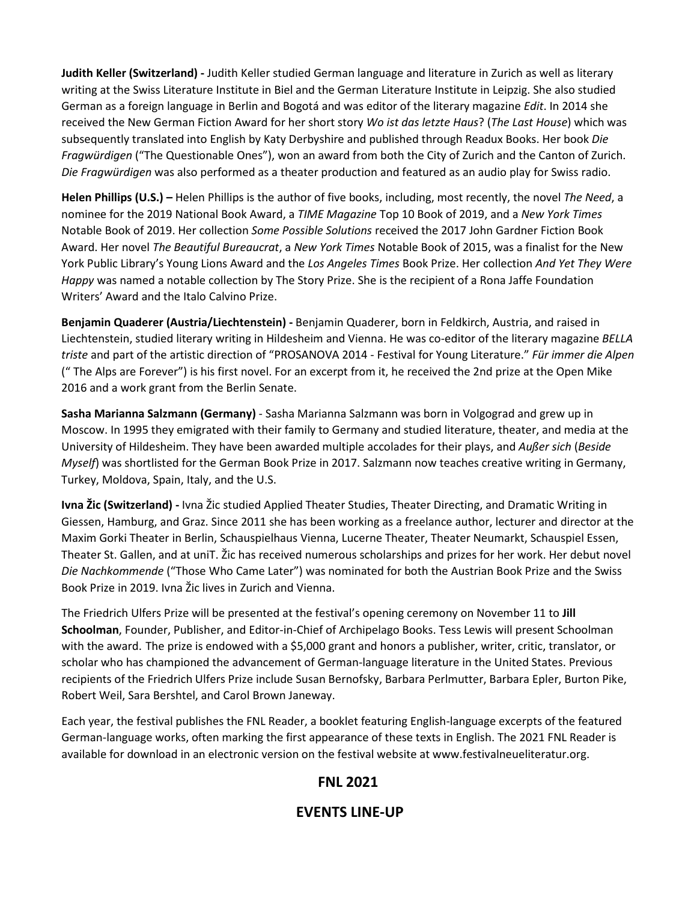**Judith Keller (Switzerland) -** Judith Keller studied German language and literature in Zurich as well as literary writing at the Swiss Literature Institute in Biel and the German Literature Institute in Leipzig. She also studied German as a foreign language in Berlin and Bogotá and was editor of the literary magazine *Edit*. In 2014 she received the New German Fiction Award for her short story *Wo ist das letzte Haus*? (*The Last House*) which was subsequently translated into English by Katy Derbyshire and published through Readux Books. Her book *Die Fragwürdigen* ("The Questionable Ones"), won an award from both the City of Zurich and the Canton of Zurich. *Die Fragwürdigen* was also performed as a theater production and featured as an audio play for Swiss radio.

**Helen Phillips (U.S.) –** Helen Phillips is the author of five books, including, most recently, the novel *The Need*, a nominee for the 2019 National Book Award, a *TIME Magazine* Top 10 Book of 2019, and a *New York Times* Notable Book of 2019. Her collection *Some Possible Solutions* received the 2017 John Gardner Fiction Book Award. Her novel *The Beautiful Bureaucrat*, a *New York Times* Notable Book of 2015, was a finalist for the New York Public Library's Young Lions Award and the *Los Angeles Times* Book Prize. Her collection *And Yet They Were Happy* was named a notable collection by The Story Prize. She is the recipient of a Rona Jaffe Foundation Writers' Award and the Italo Calvino Prize.

**Benjamin Quaderer (Austria/Liechtenstein) -** Benjamin Quaderer, born in Feldkirch, Austria, and raised in Liechtenstein, studied literary writing in Hildesheim and Vienna. He was co-editor of the literary magazine *BELLA triste* and part of the artistic direction of "PROSANOVA 2014 - Festival for Young Literature." *Für immer die Alpen* (" The Alps are Forever") is his first novel. For an excerpt from it, he received the 2nd prize at the Open Mike 2016 and a work grant from the Berlin Senate.

**Sasha Marianna Salzmann (Germany)** - Sasha Marianna Salzmann was born in Volgograd and grew up in Moscow. In 1995 they emigrated with their family to Germany and studied literature, theater, and media at the University of Hildesheim. They have been awarded multiple accolades for their plays, and *Außer sich* (*Beside Myself*) was shortlisted for the German Book Prize in 2017. Salzmann now teaches creative writing in Germany, Turkey, Moldova, Spain, Italy, and the U.S.

**Ivna Žic (Switzerland) -** Ivna Žic studied Applied Theater Studies, Theater Directing, and Dramatic Writing in Giessen, Hamburg, and Graz. Since 2011 she has been working as a freelance author, lecturer and director at the Maxim Gorki Theater in Berlin, Schauspielhaus Vienna, Lucerne Theater, Theater Neumarkt, Schauspiel Essen, Theater St. Gallen, and at uniT. Žic has received numerous scholarships and prizes for her work. Her debut novel *Die Nachkommende* ("Those Who Came Later") was nominated for both the Austrian Book Prize and the Swiss Book Prize in 2019. Ivna Žic lives in Zurich and Vienna.

The Friedrich Ulfers Prize will be presented at the festival's opening ceremony on November 11 to **Jill Schoolman**, Founder, Publisher, and Editor-in-Chief of Archipelago Books. Tess Lewis will present Schoolman with the award. The prize is endowed with a $5,000 grant and honors a publisher, writer, critic, translator, or scholar who has championed the advancement of German-language literature in the United States. Previous recipients of the Friedrich Ulfers Prize include Susan Bernofsky, Barbara Perlmutter, Barbara Epler, Burton Pike, Robert Weil, Sara Bershtel, and Carol Brown Janeway.

Each year, the festival publishes the FNL Reader, a booklet featuring English-language excerpts of the featured German-language works, often marking the first appearance of these texts in English. The 2021 FNL Reader is available for download in an electronic version on the festival website at www.festivalneueliteratur.org.

## FNL 2021

## EVENTS LINE-UP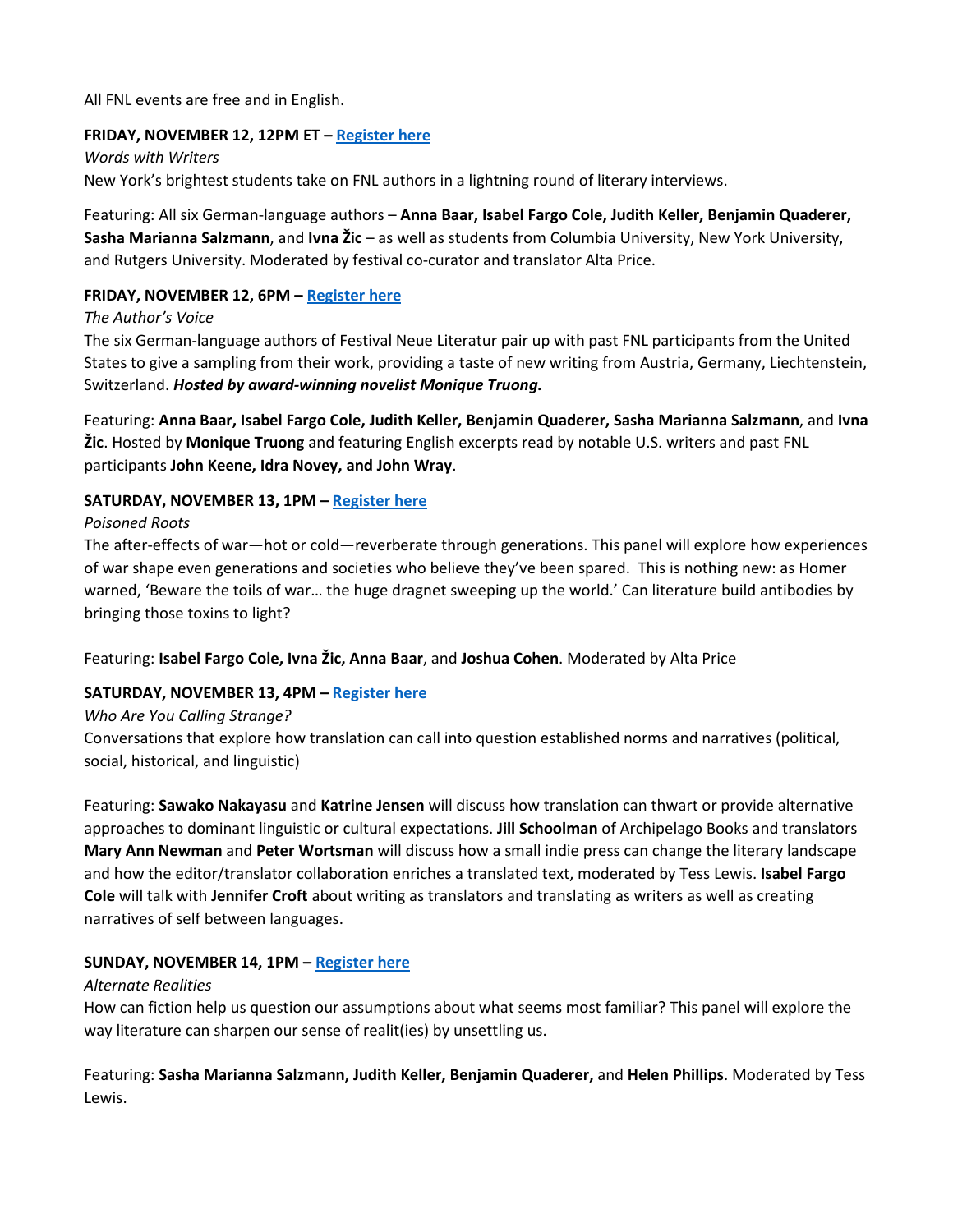All FNL events are free and in English.

**FRIDAY, NOVEMBER 12, 12PM ET – Register here**

*Words with Writers*

New York's brightest students take on FNL authors in a lightning round of literary interviews.

Featuring: All six German-language authors – **Anna Baar, Isabel Fargo Cole, Judith Keller, Benjamin Quaderer, Sasha Marianna Salzmann**, and **Ivna Žic** – as well as students from Columbia University, New York University, and Rutgers University. Moderated by festival co-curator and translator Alta Price.

**FRIDAY, NOVEMBER 12, 6PM – Register here**

*The Author's Voice*

The six German-language authors of Festival Neue Literatur pair up with past FNL participants from the United States to give a sampling from their work, providing a taste of new writing from Austria, Germany, Liechtenstein, Switzerland. ***Hosted by award-winning novelist Monique Truong.***

Featuring: **Anna Baar, Isabel Fargo Cole, Judith Keller, Benjamin Quaderer, Sasha Marianna Salzmann**, and **Ivna Žic**. Hosted by **Monique Truong** and featuring English excerpts read by notable U.S. writers and past FNL participants **John Keene, Idra Novey, and John Wray**.

**SATURDAY, NOVEMBER 13, 1PM – Register here**

*Poisoned Roots*

The after-effects of war—hot or cold—reverberate through generations. This panel will explore how experiences of war shape even generations and societies who believe they've been spared. This is nothing new: as Homer warned, 'Beware the toils of war… the huge dragnet sweeping up the world.' Can literature build antibodies by bringing those toxins to light?

Featuring: **Isabel Fargo Cole, Ivna Žic, Anna Baar**, and **Joshua Cohen**. Moderated by Alta Price

**SATURDAY, NOVEMBER 13, 4PM – Register here**

*Who Are You Calling Strange?*

Conversations that explore how translation can call into question established norms and narratives (political, social, historical, and linguistic)

Featuring: **Sawako Nakayasu** and **Katrine Jensen** will discuss how translation can thwart or provide alternative approaches to dominant linguistic or cultural expectations. **Jill Schoolman** of Archipelago Books and translators **Mary Ann Newman** and **Peter Wortsman** will discuss how a small indie press can change the literary landscape and how the editor/translator collaboration enriches a translated text, moderated by Tess Lewis. **Isabel Fargo Cole** will talk with **Jennifer Croft** about writing as translators and translating as writers as well as creating narratives of self between languages.

**SUNDAY, NOVEMBER 14, 1PM – Register here**

*Alternate Realities*

How can fiction help us question our assumptions about what seems most familiar? This panel will explore the way literature can sharpen our sense of realit(ies) by unsettling us.

Featuring: **Sasha Marianna Salzmann, Judith Keller, Benjamin Quaderer,** and **Helen Phillips**. Moderated by Tess Lewis.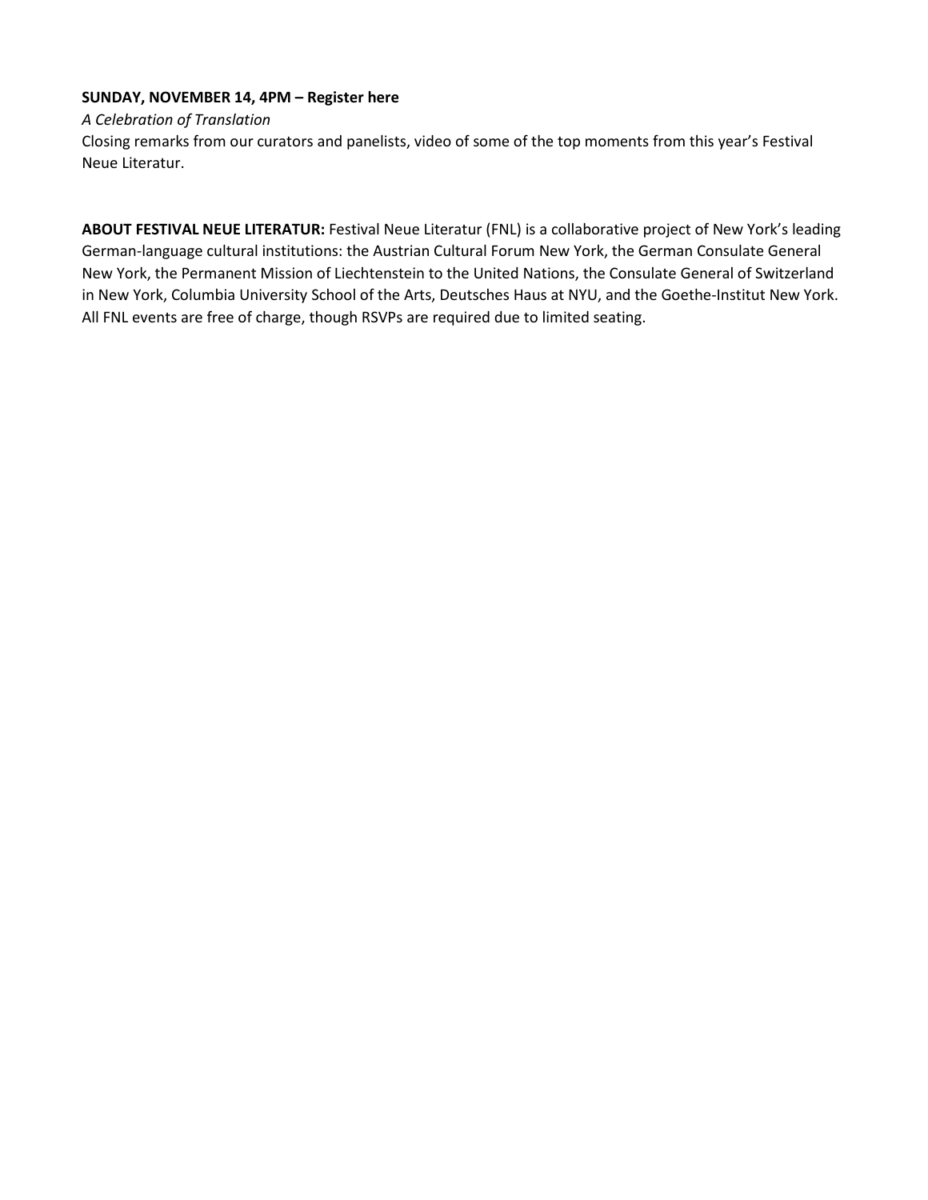**SUNDAY, NOVEMBER 14, 4PM – Register here**

*A Celebration of Translation*

Closing remarks from our curators and panelists, video of some of the top moments from this year's Festival Neue Literatur.

**ABOUT FESTIVAL NEUE LITERATUR:** Festival Neue Literatur (FNL) is a collaborative project of New York's leading German-language cultural institutions: the Austrian Cultural Forum New York, the German Consulate General New York, the Permanent Mission of Liechtenstein to the United Nations, the Consulate General of Switzerland in New York, Columbia University School of the Arts, Deutsches Haus at NYU, and the Goethe-Institut New York. All FNL events are free of charge, though RSVPs are required due to limited seating.